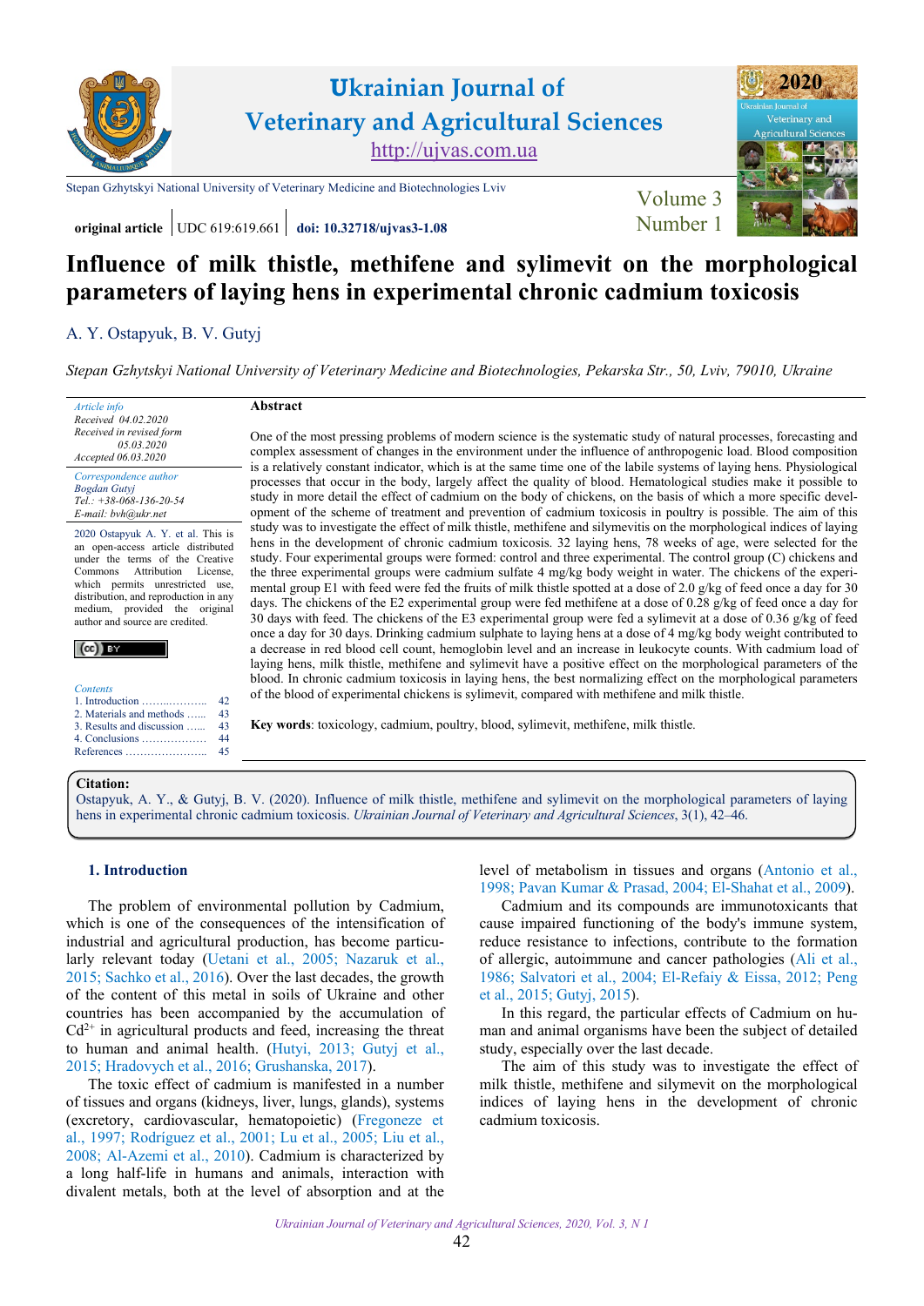original article | UDC 619:619.661 | doi: 10.32718/ujvas3-1.08

# Influence of milk thistle, methifene and sylimevit on the morphological parameters of laying hens in experimental chronic cadmium toxicosis

A. Y. Ostapyuk, B. V. Gutyj

*Stepan Gzhytskyi National University of Veterinary Medicine and Biotechnologies, Pekarska Str., 50, Lviv, 79010, Ukraine*

*Article info*
Received 04.02.2020
Received in revised form 05.03.2020
Accepted 06.03.2020

*Correspondence author*
*Bogdan Gutyj*
Tel.: +38-068-136-20-54
E-mail: bvh@ukr.net

2020 Ostapyuk A. Y. et al. This is an open-access article distributed under the terms of the Creative Commons Attribution License, which permits unrestricted use, distribution, and reproduction in any medium, provided the original author and source are credited.

*Contents*
1. Introduction …… 42
2. Materials and methods …… 43
3. Results and discussion …… 43
4. Conclusions …… 44
References …… 45

**Abstract**

One of the most pressing problems of modern science is the systematic study of natural processes, forecasting and complex assessment of changes in the environment under the influence of anthropogenic load. Blood composition is a relatively constant indicator, which is at the same time one of the labile systems of laying hens. Physiological processes that occur in the body, largely affect the quality of blood. Hematological studies make it possible to study in more detail the effect of cadmium on the body of chickens, on the basis of which a more specific development of the scheme of treatment and prevention of cadmium toxicosis in poultry is possible. The aim of this study was to investigate the effect of milk thistle, methifene and silymevitis on the morphological indices of laying hens in the development of chronic cadmium toxicosis. 32 laying hens, 78 weeks of age, were selected for the study. Four experimental groups were formed: control and three experimental. The control group (C) chickens and the three experimental groups were cadmium sulfate 4 mg/kg body weight in water. The chickens of the experimental group E1 with feed were fed the fruits of milk thistle spotted at a dose of 2.0 g/kg of feed once a day for 30 days. The chickens of the E2 experimental group were fed methifene at a dose of 0.28 g/kg of feed once a day for 30 days with feed. The chickens of the E3 experimental group were fed a sylimevit at a dose of 0.36 g/kg of feed once a day for 30 days. Drinking cadmium sulphate to laying hens at a dose of 4 mg/kg body weight contributed to a decrease in red blood cell count, hemoglobin level and an increase in leukocyte counts. With cadmium load of laying hens, milk thistle, methifene and sylimevit have a positive effect on the morphological parameters of the blood. In chronic cadmium toxicosis in laying hens, the best normalizing effect on the morphological parameters of the blood of experimental chickens is sylimevit, compared with methifene and milk thistle.

**Key words**: toxicology, cadmium, poultry, blood, sylimevit, methifene, milk thistle.

**Citation:**
Ostapyuk, A. Y., & Gutyj, B. V. (2020). Influence of milk thistle, methifene and sylimevit on the morphological parameters of laying hens in experimental chronic cadmium toxicosis. *Ukrainian Journal of Veterinary and Agricultural Sciences*, 3(1), 42–46.

## 1. Introduction

The problem of environmental pollution by Cadmium, which is one of the consequences of the intensification of industrial and agricultural production, has become particularly relevant today (Uetani et al., 2005; Nazaruk et al., 2015; Sachko et al., 2016). Over the last decades, the growth of the content of this metal in soils of Ukraine and other countries has been accompanied by the accumulation of $Cd^{2+}$ in agricultural products and feed, increasing the threat to human and animal health. (Hutyi, 2013; Gutyj et al., 2015; Hradovych et al., 2016; Grushanska, 2017).

The toxic effect of cadmium is manifested in a number of tissues and organs (kidneys, liver, lungs, glands), systems (excretory, cardiovascular, hematopoietic) (Fregoneze et al., 1997; Rodríguez et al., 2001; Lu et al., 2005; Liu et al., 2008; Al-Azemi et al., 2010). Cadmium is characterized by a long half-life in humans and animals, interaction with divalent metals, both at the level of absorption and at the level of metabolism in tissues and organs (Antonio et al., 1998; Pavan Kumar & Prasad, 2004; El-Shahat et al., 2009).

Cadmium and its compounds are immunotoxicants that cause impaired functioning of the body's immune system, reduce resistance to infections, contribute to the formation of allergic, autoimmune and cancer pathologies (Ali et al., 1986; Salvatori et al., 2004; El-Refaiy & Eissa, 2012; Peng et al., 2015; Gutyj, 2015).

In this regard, the particular effects of Cadmium on human and animal organisms have been the subject of detailed study, especially over the last decade.

The aim of this study was to investigate the effect of milk thistle, methifene and silymevit on the morphological indices of laying hens in the development of chronic cadmium toxicosis.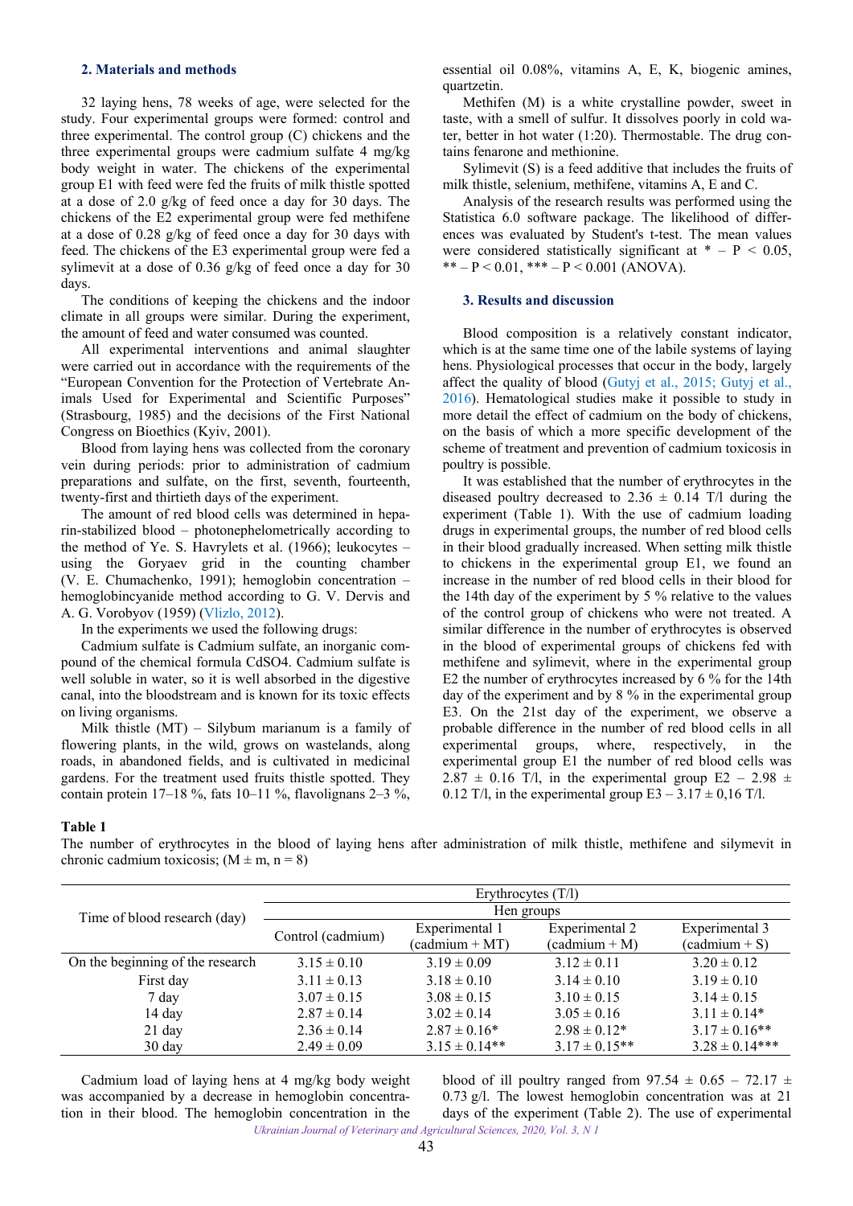## 2. Materials and methods

32 laying hens, 78 weeks of age, were selected for the study. Four experimental groups were formed: control and three experimental. The control group (C) chickens and the three experimental groups were cadmium sulfate 4 mg/kg body weight in water. The chickens of the experimental group E1 with feed were fed the fruits of milk thistle spotted at a dose of 2.0 g/kg of feed once a day for 30 days. The chickens of the E2 experimental group were fed methifene at a dose of 0.28 g/kg of feed once a day for 30 days with feed. The chickens of the E3 experimental group were fed a sylimevit at a dose of 0.36 g/kg of feed once a day for 30 days.

The conditions of keeping the chickens and the indoor climate in all groups were similar. During the experiment, the amount of feed and water consumed was counted.

All experimental interventions and animal slaughter were carried out in accordance with the requirements of the "European Convention for the Protection of Vertebrate Animals Used for Experimental and Scientific Purposes" (Strasbourg, 1985) and the decisions of the First National Congress on Bioethics (Kyiv, 2001).

Blood from laying hens was collected from the coronary vein during periods: prior to administration of cadmium preparations and sulfate, on the first, seventh, fourteenth, twenty-first and thirtieth days of the experiment.

The amount of red blood cells was determined in heparin-stabilized blood – photonephelometrically according to the method of Ye. S. Havrylets et al. (1966); leukocytes – using the Goryaev grid in the counting chamber (V. E. Chumachenko, 1991); hemoglobin concentration – hemoglobincyanide method according to G. V. Dervis and A. G. Vorobyov (1959) (Vlizlo, 2012).

In the experiments we used the following drugs:

Cadmium sulfate is Cadmium sulfate, an inorganic compound of the chemical formula $CdSO_4$. Cadmium sulfate is well soluble in water, so it is well absorbed in the digestive canal, into the bloodstream and is known for its toxic effects on living organisms.

Milk thistle (MT) – Silybum marianum is a family of flowering plants, in the wild, grows on wastelands, along roads, in abandoned fields, and is cultivated in medicinal gardens. For the treatment used fruits thistle spotted. They contain protein 17–18 %, fats 10–11 %, flavolignans 2–3 %, essential oil 0.08%, vitamins A, E, K, biogenic amines, quartzetin.

Methifen (M) is a white crystalline powder, sweet in taste, with a smell of sulfur. It dissolves poorly in cold water, better in hot water (1:20). Thermostable. The drug contains fenarone and methionine.

Sylimevit (S) is a feed additive that includes the fruits of milk thistle, selenium, methifene, vitamins A, E and C.

Analysis of the research results was performed using the Statistica 6.0 software package. The likelihood of differences was evaluated by Student's t-test. The mean values were considered statistically significant at * – $P < 0.05$, ** – $P < 0.01$, *** – $P < 0.001$ (ANOVA).

## 3. Results and discussion

Blood composition is a relatively constant indicator, which is at the same time one of the labile systems of laying hens. Physiological processes that occur in the body, largely affect the quality of blood (Gutyj et al., 2015; Gutyj et al., 2016). Hematological studies make it possible to study in more detail the effect of cadmium on the body of chickens, on the basis of which a more specific development of the scheme of treatment and prevention of cadmium toxicosis in poultry is possible.

It was established that the number of erythrocytes in the diseased poultry decreased to 2.36 ± 0.14 T/l during the experiment (Table 1). With the use of cadmium loading drugs in experimental groups, the number of red blood cells in their blood gradually increased. When setting milk thistle to chickens in the experimental group E1, we found an increase in the number of red blood cells in their blood for the 14th day of the experiment by 5 % relative to the values of the control group of chickens who were not treated. A similar difference in the number of erythrocytes is observed in the blood of experimental groups of chickens fed with methifene and sylimevit, where in the experimental group E2 the number of erythrocytes increased by 6 % for the 14th day of the experiment and by 8 % in the experimental group E3. On the 21st day of the experiment, we observe a probable difference in the number of red blood cells in all experimental groups, where, respectively, in the experimental group E1 the number of red blood cells was 2.87 ± 0.16 T/l, in the experimental group E2 – 2.98 ± 0.12 T/l, in the experimental group E3 – 3.17 ± 0,16 T/l.

**Table 1**

The number of erythrocytes in the blood of laying hens after administration of milk thistle, methifene and silymevit in chronic cadmium toxicosis; (M ± m, n = 8)

| Time of blood research (day) | Erythrocytes (T/l) | | | |
|---|---|---|---|---|
| | Hen groups | | | |
| | Control (cadmium) | Experimental 1 (cadmium + MT) | Experimental 2 (cadmium + M) | Experimental 3 (cadmium + S) |
| On the beginning of the research | 3.15 ± 0.10 | 3.19 ± 0.09 | 3.12 ± 0.11 | 3.20 ± 0.12 |
| First day | 3.11 ± 0.13 | 3.18 ± 0.10 | 3.14 ± 0.10 | 3.19 ± 0.10 |
| 7 day | 3.07 ± 0.15 | 3.08 ± 0.15 | 3.10 ± 0.15 | 3.14 ± 0.15 |
| 14 day | 2.87 ± 0.14 | 3.02 ± 0.14 | 3.05 ± 0.16 | 3.11 ± 0.14* |
| 21 day | 2.36 ± 0.14 | 2.87 ± 0.16* | 2.98 ± 0.12* | 3.17 ± 0.16** |
| 30 day | 2.49 ± 0.09 | 3.15 ± 0.14** | 3.17 ± 0.15** | 3.28 ± 0.14*** |

Cadmium load of laying hens at 4 mg/kg body weight was accompanied by a decrease in hemoglobin concentration in their blood. The hemoglobin concentration in the blood of ill poultry ranged from 97.54 ± 0.65 – 72.17 ± 0.73 g/l. The lowest hemoglobin concentration was at 21 days of the experiment (Table 2). The use of experimental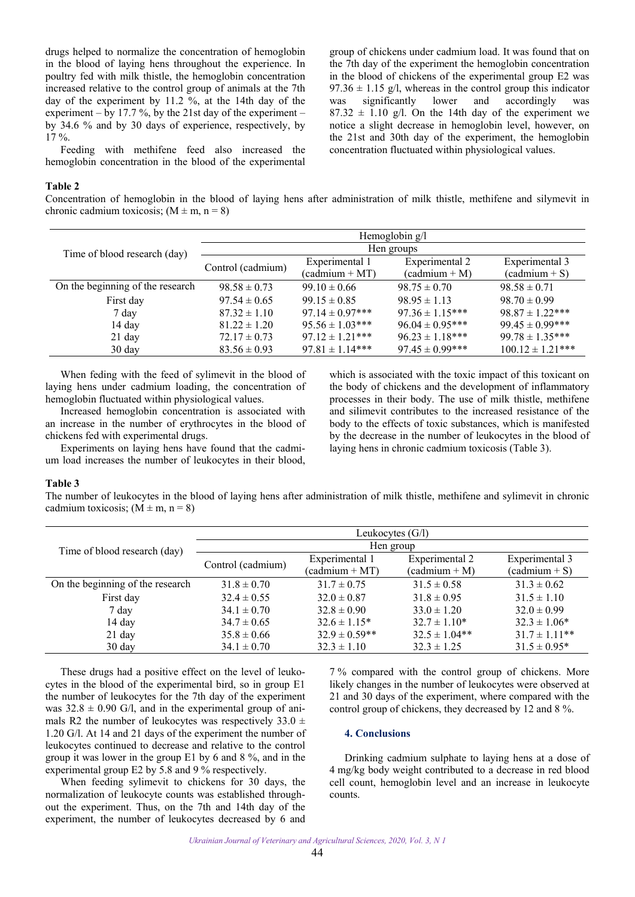drugs helped to normalize the concentration of hemoglobin in the blood of laying hens throughout the experience. In poultry fed with milk thistle, the hemoglobin concentration increased relative to the control group of animals at the 7th day of the experiment by 11.2 %, at the 14th day of the experiment – by 17.7 %, by the 21st day of the experiment – by 34.6 % and by 30 days of experience, respectively, by 17 %.

Feeding with methifene feed also increased the hemoglobin concentration in the blood of the experimental group of chickens under cadmium load. It was found that on the 7th day of the experiment the hemoglobin concentration in the blood of chickens of the experimental group E2 was 97.36 ± 1.15 g/l, whereas in the control group this indicator was significantly lower and accordingly was 87.32 ± 1.10 g/l. On the 14th day of the experiment we notice a slight decrease in hemoglobin level, however, on the 21st and 30th day of the experiment, the hemoglobin concentration fluctuated within physiological values.

**Table 2**

Concentration of hemoglobin in the blood of laying hens after administration of milk thistle, methifene and silymevit in chronic cadmium toxicosis; (M ± m, n = 8)

| Time of blood research (day) | Hemoglobin g/l | | | |
|---|---|---|---|---|
| | Hen groups | | | |
| | Control (cadmium) | Experimental 1 (cadmium + MT) | Experimental 2 (cadmium + M) | Experimental 3 (cadmium + S) |
| On the beginning of the research | 98.58 ± 0.73 | 99.10 ± 0.66 | 98.75 ± 0.70 | 98.58 ± 0.71 |
| First day | 97.54 ± 0.65 | 99.15 ± 0.85 | 98.95 ± 1.13 | 98.70 ± 0.99 |
| 7 day | 87.32 ± 1.10 | 97.14 ± 0.97*** | 97.36 ± 1.15*** | 98.87 ± 1.22*** |
| 14 day | 81.22 ± 1.20 | 95.56 ± 1.03*** | 96.04 ± 0.95*** | 99.45 ± 0.99*** |
| 21 day | 72.17 ± 0.73 | 97.12 ± 1.21*** | 96.23 ± 1.18*** | 99.78 ± 1.35*** |
| 30 day | 83.56 ± 0.93 | 97.81 ± 1.14*** | 97.45 ± 0.99*** | 100.12 ± 1.21*** |

When feding with the feed of sylimevit in the blood of laying hens under cadmium loading, the concentration of hemoglobin fluctuated within physiological values.

Increased hemoglobin concentration is associated with an increase in the number of erythrocytes in the blood of chickens fed with experimental drugs.

Experiments on laying hens have found that the cadmium load increases the number of leukocytes in their blood, which is associated with the toxic impact of this toxicant on the body of chickens and the development of inflammatory processes in their body. The use of milk thistle, methifene and silimevit contributes to the increased resistance of the body to the effects of toxic substances, which is manifested by the decrease in the number of leukocytes in the blood of laying hens in chronic cadmium toxicosis (Table 3).

**Table 3**

The number of leukocytes in the blood of laying hens after administration of milk thistle, methifene and sylimevit in chronic cadmium toxicosis; (M ± m, n = 8)

| Time of blood research (day) | Leukocytes (G/l) | | | |
|---|---|---|---|---|
| | Hen group | | | |
| | Control (cadmium) | Experimental 1 (cadmium + MT) | Experimental 2 (cadmium + M) | Experimental 3 (cadmium + S) |
| On the beginning of the research | 31.8 ± 0.70 | 31.7 ± 0.75 | 31.5 ± 0.58 | 31.3 ± 0.62 |
| First day | 32.4 ± 0.55 | 32.0 ± 0.87 | 31.8 ± 0.95 | 31.5 ± 1.10 |
| 7 day | 34.1 ± 0.70 | 32.8 ± 0.90 | 33.0 ± 1.20 | 32.0 ± 0.99 |
| 14 day | 34.7 ± 0.65 | 32.6 ± 1.15* | 32.7 ± 1.10* | 32.3 ± 1.06* |
| 21 day | 35.8 ± 0.66 | 32.9 ± 0.59** | 32.5 ± 1.04** | 31.7 ± 1.11** |
| 30 day | 34.1 ± 0.70 | 32.3 ± 1.10 | 32.3 ± 1.25 | 31.5 ± 0.95* |

These drugs had a positive effect on the level of leukocytes in the blood of the experimental bird, so in group E1 the number of leukocytes for the 7th day of the experiment was 32.8 ± 0.90 G/l, and in the experimental group of animals R2 the number of leukocytes was respectively 33.0 ± 1.20 G/l. At 14 and 21 days of the experiment the number of leukocytes continued to decrease and relative to the control group it was lower in the group E1 by 6 and 8 %, and in the experimental group E2 by 5.8 and 9 % respectively.

When feeding sylimevit to chickens for 30 days, the normalization of leukocyte counts was established throughout the experiment. Thus, on the 7th and 14th day of the experiment, the number of leukocytes decreased by 6 and 7 % compared with the control group of chickens. More likely changes in the number of leukocytes were observed at 21 and 30 days of the experiment, where compared with the control group of chickens, they decreased by 12 and 8 %.

## 4. Conclusions

Drinking cadmium sulphate to laying hens at a dose of 4 mg/kg body weight contributed to a decrease in red blood cell count, hemoglobin level and an increase in leukocyte counts.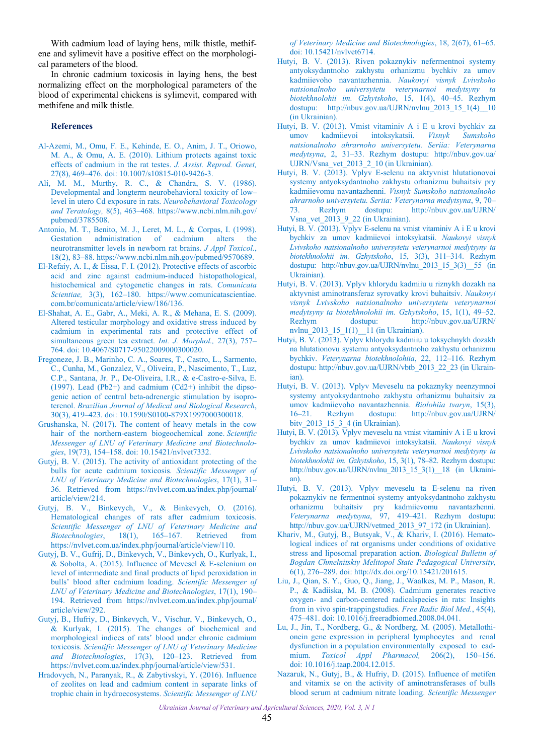With cadmium load of laying hens, milk thistle, methifene and sylimevit have a positive effect on the morphological parameters of the blood.

In chronic cadmium toxicosis in laying hens, the best normalizing effect on the morphological parameters of the blood of experimental chickens is sylimevit, compared with methifene and milk thistle.

## References

Al-Azemi, M., Omu, F. E., Kehinde, E. O., Anim, J. T., Oriowo, M. A., & Omu, A. E. (2010). Lithium protects against toxic effects of cadmium in the rat testes. *J. Assist. Reprod. Genet,* 27(8), 469–476. doi: 10.1007/s10815-010-9426-3.

Ali, M. M., Murthy, R. C., & Chandra, S. V. (1986). Developmental and longterm neurobehavioral toxicity of low–level in utero Cd exposure in rats. *Neurobehavioral Toxicology and Teratology,* 8(5), 463–468. https://www.ncbi.nlm.nih.gov/pubmed/3785508.

Antonio, M. T., Benito, M. J., Leret, M. L., & Corpas, I. (1998). Gestation administration of cadmium alters the neurotransmitter levels in newborn rat brains. *J Appl Toxicol.*, 18(2), 83–88. https://www.ncbi.nlm.nih.gov/pubmed/9570689.

El-Refaiy, A. I., & Eissa, F. I. (2012). Protective effects of ascorbic acid and zinc against cadmium-induced histopathological, histochemical and cytogenetic changes in rats. *Comunicata Scientiae,* 3(3), 162–180. https://www.comunicatascientiae.com.br/comunicata/article/view/186/136.

El-Shahat, A. E., Gabr, A., Meki, A. R., & Mehana, E. S. (2009). Altered testicular morphology and oxidative stress induced by cadmium in experimental rats and protective effect of simultaneous green tea extract. *Int. J. Morphol.,* 27(3), 757–764. doi: 10.4067/S0717-95022009000300020.

Fregoneze, J. B., Marinho, C. A., Soares, T., Castro, L., Sarmento, C., Cunha, M., Gonzalez, V., Oliveira, P., Nascimento, T., Luz, C.P., Santana, Jr. P., De-Oliveira, I.R., & e-Castro-e-Silva, E. (1997). Lead (Pb2+) and cadmium (Cd2+) inhibit the dipsogenic action of central beta-adrenergic stimulation by isoproterenol. *Brazilian Journal of Medical and Biological Research*, 30(3), 419–423. doi: 10.1590/S0100-879X1997000300018.

Grushanska, N. (2017). The content of heavy metals in the cow hair of the northern-eastern biogeochemical zone. *Scientific Messenger of LNU of Veterinary Medicine and Biotechnologies*, 19(73), 154–158. doi: 10.15421/nvlvet7332.

Gutyj, B. V. (2015). The activity of antioxidant protecting of the bulls for acute cadmium toxicosis. *Scientific Messenger of LNU of Veterinary Medicine and Biotechnologies*, 17(1), 31–36. Retrieved from https://nvlvet.com.ua/index.php/journal/article/view/214.

Gutyj, B. V., Binkevych, V., & Binkevych, O. (2016). Hematological changes of rats after cadmium toxicosis. *Scientific Messenger of LNU of Veterinary Medicine and Biotechnologies*, 18(1), 165–167. Retrieved from https://nvlvet.com.ua/index.php/journal/article/view/110.

Gutyj, B. V., Gufrij, D., Binkevych, V., Binkevych, O., Kurlyak, I., & Sobolta, A. (2015). Influence of Mevesel & E-selenium on level of intermediate and final products of lipid peroxidation in bulls' blood after cadmium loading. *Scientific Messenger of LNU of Veterinary Medicine and Biotechnologies*, 17(1), 190–194. Retrieved from https://nvlvet.com.ua/index.php/journal/article/view/292.

Gutyj, B., Hufriy, D., Binkevych, V., Vischur, V., Binkevych, O., & Kurlyak, I. (2015). The changes of biochemical and morphological indices of rats' blood under chronic cadmium toxicosis. *Scientific Messenger of LNU of Veterinary Medicine and Biotechnologies*, 17(3), 120–123. Retrieved from https://nvlvet.com.ua/index.php/journal/article/view/531.

Hradovych, N., Paranyak, R., & Zabytivskyi, Y. (2016). Influence of zeolites on lead and cadmium content in separate links of trophic chain in hydroecosystems. *Scientific Messenger of LNU of Veterinary Medicine and Biotechnologies*, 18, 2(67), 61–65. doi: 10.15421/nvlvet6714.

Hutyi, B. V. (2013). Riven pokaznykiv nefermentnoi systemy antyoksydantnoho zakhystu orhanizmu bychkiv za umov kadmiievoho navantazhennia. *Naukovyi visnyk Lvivskoho natsionalnoho universytetu veterynarnoi medytsyny ta biotekhnolohii im. Gzhytskoho*, 15, 1(4), 40–45. Rezhym dostupu: http://nbuv.gov.ua/UJRN/nvlnu_2013_15_1(4)__10 (in Ukrainian).

Hutyi, B. V. (2013). Vmist vitaminiv A i E u krovi bychkiv za umov kadmiievoi intoksykatsii. *Visnyk Sumskoho natsionalnoho ahrarnoho universytetu. Seriia: Veterynarna medytsyna*, 2, 31–33. Rezhym dostupu: http://nbuv.gov.ua/UJRN/Vsna_vet_2013_2_10 (in Ukrainian).

Hutyi, B. V. (2013). Vplyv E-selenu na aktyvnist hlutationovoi systemy antyoksydantnoho zakhystu orhanizmu buhaitsiv pry kadmiievomu navantazhenni. *Visnyk Sumskoho natsionalnoho ahrarnoho universytetu. Seriia: Veterynarna medytsyna*, 9, 70–73. Rezhym dostupu: http://nbuv.gov.ua/UJRN/Vsna_vet_2013_9_22 (in Ukrainian).

Hutyi, B. V. (2013). Vplyv E-selenu na vmist vitaminiv A i E u krovi bychkiv za umov kadmiievoi intoksykatsii. *Naukovyi visnyk Lvivskoho natsionalnoho universytetu veterynarnoi medytsyny ta biotekhnolohii im. Gzhytskoho*, 15, 3(3), 311–314. Rezhym dostupu: http://nbuv.gov.ua/UJRN/nvlnu_2013_15_3(3)__55 (in Ukrainian).

Hutyi, B. V. (2013). Vplyv khlorydu kadmiiu u riznykh dozakh na aktyvnist aminotransferaz syrovatky krovi buhaitsiv. *Naukovyi visnyk Lvivskoho natsionalnoho universytetu veterynarnoi medytsyny ta biotekhnolohii im. Gzhytskoho*, 15, 1(1), 49–52. Rezhym dostupu: http://nbuv.gov.ua/UJRN/nvlnu_2013_15_1(1)__11 (in Ukrainian).

Hutyi, B. V. (2013). Vplyv khlorydu kadmiiu u toksychnykh dozakh na hlutationovu systemu antyoksydantnoho zakhystu orhanizmu bychkiv. *Veterynarna biotekhnolohiia*, 22, 112–116. Rezhym dostupu: http://nbuv.gov.ua/UJRN/vbtb_2013_22_23 (in Ukrainian).

Hutyi, B. V. (2013). Vplyv Meveselu na pokaznyky neenzymnoi systemy antyoksydantnoho zakhystu orhanizmu buhaitsiv za umov kadmiievoho navantazhennia. *Biolohiia tvaryn*, 15(3), 16–21. Rezhym dostupu: http://nbuv.gov.ua/UJRN/bitv_2013_15_3_4 (in Ukrainian).

Hutyi, B. V. (2013). Vplyv meveselu na vmist vitaminiv A i E u krovi bychkiv za umov kadmiievoi intoksykatsii. *Naukovyi visnyk Lvivskoho natsionalnoho universytetu veterynarnoi medytsyny ta biotekhnolohii im. Gzhytskoho*, 15, 3(1), 78–82. Rezhym dostupu: http://nbuv.gov.ua/UJRN/nvlnu_2013_15_3(1)__18 (in Ukrainian).

Hutyi, B. V. (2013). Vplyv meveselu ta E-selenu na riven pokaznykiv ne fermentnoi systemy antyoksydantnoho zakhystu orhanizmu buhaitsiv pry kadmiievomu navantazhenni. *Veterynarna medytsyna*, 97, 419–421. Rezhym dostupu: http://nbuv.gov.ua/UJRN/vetmed_2013_97_172 (in Ukrainian).

Khariv, M., Gutyj, B., Butsyak, V., & Khariv, I. (2016). Hematological indices of rat organisms under conditions of oxidative stress and liposomal preparation action. *Biological Bulletin of Bogdan Chmelnitskiy Melitopol State Pedagogical University*, 6(1), 276–289. doi: http://dx.doi.org/10.15421/201615.

Liu, J., Qian, S. Y., Guo, Q., Jiang, J., Waalkes, M. P., Mason, R. P., & Kadiiska, M. B. (2008). Cadmium generates reactive oxygen- and carbon-centered radicalspecies in rats: Insights from in vivo spin-trappingstudies. *Free Radic Biol Med.*, 45(4), 475–481. doi: 10.1016/j.freeradbiomed.2008.04.041.

Lu, J., Jin, T., Nordberg, G., & Nordberg, M. (2005). Metallothionein gene expression in peripheral lymphocytes and renal dysfunction in a population environmentally exposed to cadmium. *Toxicol Appl Pharmacol,* 206(2), 150–156. doi: 10.1016/j.taap.2004.12.015.

Nazaruk, N., Gutyj, B., & Hufriy, D. (2015). Influence of metifen and vitamix se on the activity of aminotransferases of bulls blood serum at cadmium nitrate loading. *Scientific Messenger*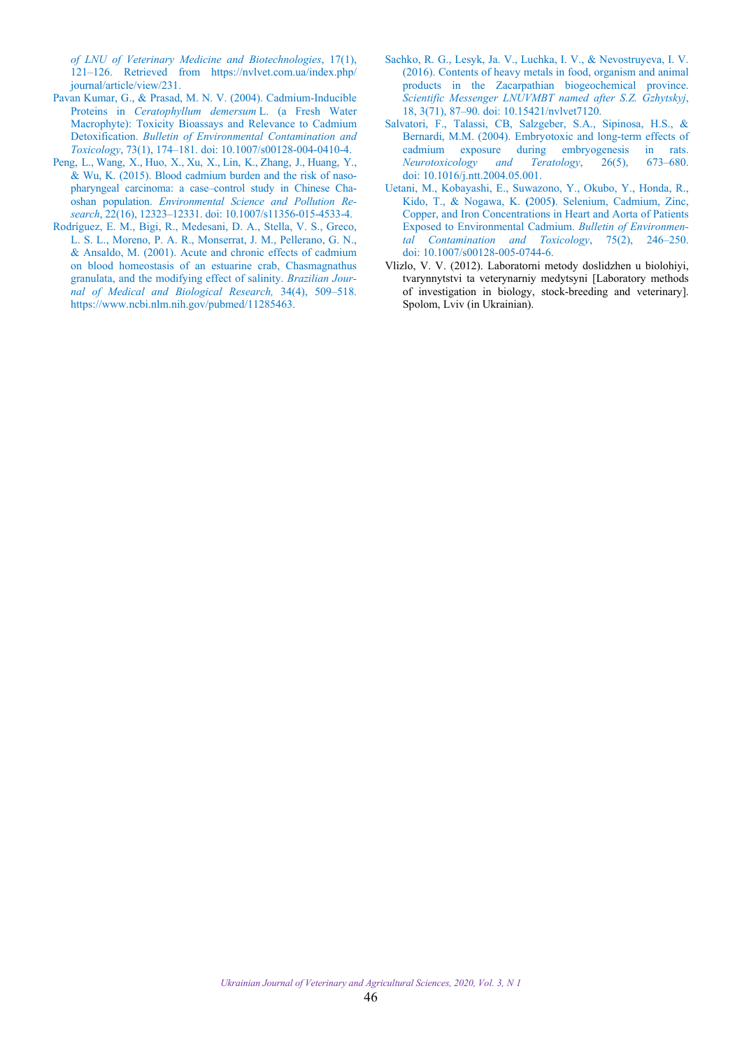*of LNU of Veterinary Medicine and Biotechnologies*, 17(1), 121–126. Retrieved from https://nvlvet.com.ua/index.php/journal/article/view/231.

Pavan Kumar, G., & Prasad, M. N. V. (2004). Cadmium-Inducible Proteins in *Ceratophyllum demersum* L. (a Fresh Water Macrophyte): Toxicity Bioassays and Relevance to Cadmium Detoxification. *Bulletin of Environmental Contamination and Toxicology*, 73(1), 174–181. doi: 10.1007/s00128-004-0410-4.

Peng, L., Wang, X., Huo, X., Xu, X., Lin, K., Zhang, J., Huang, Y., & Wu, K. (2015). Blood cadmium burden and the risk of nasopharyngeal carcinoma: a case–control study in Chinese Chaoshan population. *Environmental Science and Pollution Research*, 22(16), 12323–12331. doi: 10.1007/s11356-015-4533-4.

Rodríguez, E. M., Bigi, R., Medesani, D. A., Stella, V. S., Greco, L. S. L., Moreno, P. A. R., Monserrat, J. M., Pellerano, G. N., & Ansaldo, M. (2001). Acute and chronic effects of cadmium on blood homeostasis of an estuarine crab, Chasmagnathus granulata, and the modifying effect of salinity. *Brazilian Journal of Medical and Biological Research,* 34(4), 509–518. https://www.ncbi.nlm.nih.gov/pubmed/11285463.

Sachko, R. G., Lesyk, Ja. V., Luchka, I. V., & Nevostruyeva, I. V. (2016). Contents of heavy metals in food, organism and animal products in the Zacarpathian biogeochemical province. *Scientific Messenger LNUVMBT named after S.Z. Gzhytskyj*, 18, 3(71), 87–90. doi: 10.15421/nvlvet7120.

Salvatori, F., Talassi, CB, Salzgeber, S.A., Sipinosa, H.S., & Bernardi, M.M. (2004). Embryotoxic and long-term effects of cadmium exposure during embryogenesis in rats. *Neurotoxicology and Teratology*, 26(5), 673–680. doi: 10.1016/j.ntt.2004.05.001.

Uetani, M., Kobayashi, E., Suwazono, Y., Okubo, Y., Honda, R., Kido, T., & Nogawa, K. (2005). Selenium, Cadmium, Zinc, Copper, and Iron Concentrations in Heart and Aorta of Patients Exposed to Environmental Cadmium. *Bulletin of Environmental Contamination and Toxicology*, 75(2), 246–250. doi: 10.1007/s00128-005-0744-6.

Vlizlo, V. V. (2012). Laboratorni metody doslidzhen u biolohiyi, tvarynnytstvi ta veterynarniy medytsyni [Laboratory methods of investigation in biology, stock-breeding and veterinary]. Spolom, Lviv (in Ukrainian).